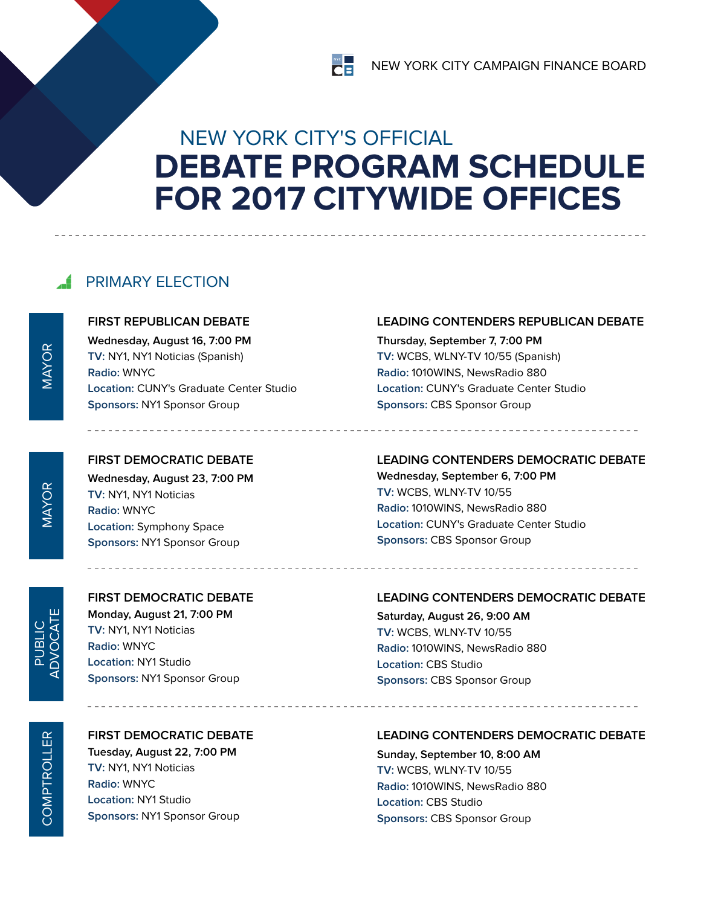NEW YORK CITY CAMPAIGN FINANCE BOARD

# NEW YORK CITY'S OFFICIAL
# DEBATE PROGRAM SCHEDULE FOR 2017 CITYWIDE OFFICES

## PRIMARY ELECTION

### MAYOR

**FIRST REPUBLICAN DEBATE**

**Wednesday, August 16, 7:00 PM**
TV: NY1, NY1 Noticias (Spanish)
Radio: WNYC
Location: CUNY's Graduate Center Studio
Sponsors: NY1 Sponsor Group

**LEADING CONTENDERS REPUBLICAN DEBATE**

**Thursday, September 7, 7:00 PM**
TV: WCBS, WLNY-TV 10/55 (Spanish)
Radio: 1010WINS, NewsRadio 880
Location: CUNY's Graduate Center Studio
Sponsors: CBS Sponsor Group

### MAYOR

**FIRST DEMOCRATIC DEBATE**

**Wednesday, August 23, 7:00 PM**
TV: NY1, NY1 Noticias
Radio: WNYC
Location: Symphony Space
Sponsors: NY1 Sponsor Group

**LEADING CONTENDERS DEMOCRATIC DEBATE**

**Wednesday, September 6, 7:00 PM**
TV: WCBS, WLNY-TV 10/55
Radio: 1010WINS, NewsRadio 880
Location: CUNY's Graduate Center Studio
Sponsors: CBS Sponsor Group

### PUBLIC ADVOCATE

**FIRST DEMOCRATIC DEBATE**

**Monday, August 21, 7:00 PM**
TV: NY1, NY1 Noticias
Radio: WNYC
Location: NY1 Studio
Sponsors: NY1 Sponsor Group

**LEADING CONTENDERS DEMOCRATIC DEBATE**

**Saturday, August 26, 9:00 AM**
TV: WCBS, WLNY-TV 10/55
Radio: 1010WINS, NewsRadio 880
Location: CBS Studio
Sponsors: CBS Sponsor Group

### COMPTROLLER

**FIRST DEMOCRATIC DEBATE**

**Tuesday, August 22, 7:00 PM**
TV: NY1, NY1 Noticias
Radio: WNYC
Location: NY1 Studio
Sponsors: NY1 Sponsor Group

**LEADING CONTENDERS DEMOCRATIC DEBATE**

**Sunday, September 10, 8:00 AM**
TV: WCBS, WLNY-TV 10/55
Radio: 1010WINS, NewsRadio 880
Location: CBS Studio
Sponsors: CBS Sponsor Group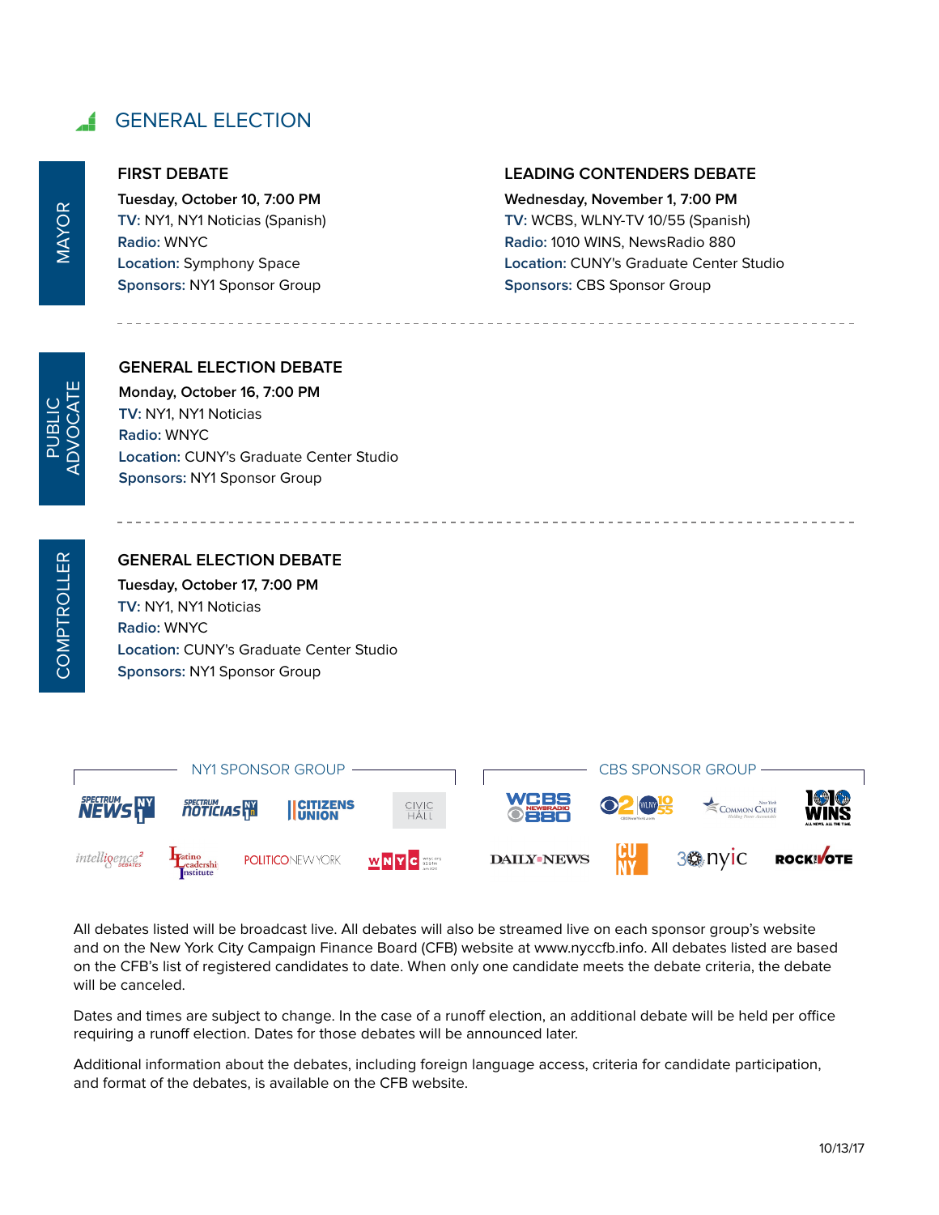## GENERAL ELECTION

### MAYOR

**FIRST DEBATE**

**Tuesday, October 10, 7:00 PM**
TV: NY1, NY1 Noticias (Spanish)
Radio: WNYC
Location: Symphony Space
Sponsors: NY1 Sponsor Group

**LEADING CONTENDERS DEBATE**

**Wednesday, November 1, 7:00 PM**
TV: WCBS, WLNY-TV 10/55 (Spanish)
Radio: 1010 WINS, NewsRadio 880
Location: CUNY's Graduate Center Studio
Sponsors: CBS Sponsor Group

### PUBLIC ADVOCATE

**GENERAL ELECTION DEBATE**

**Monday, October 16, 7:00 PM**
TV: NY1, NY1 Noticias
Radio: WNYC
Location: CUNY's Graduate Center Studio
Sponsors: NY1 Sponsor Group

### COMPTROLLER

**GENERAL ELECTION DEBATE**

**Tuesday, October 17, 7:00 PM**
TV: NY1, NY1 Noticias
Radio: WNYC
Location: CUNY's Graduate Center Studio
Sponsors: NY1 Sponsor Group

NY1 SPONSOR GROUP

Spectrum News NY1, Spectrum Noticias NY1, Citizens Union, Civic Hall, Intelligence² Debates, Latino Leadership Institute, Politico New York, WNYC

CBS SPONSOR GROUP

WCBS Newsradio 880, CBS 2 WLNY 10 55, Common Cause New York, 1010 WINS, Daily News, CUNY, 30 nyic, Rock the Vote

All debates listed will be broadcast live. All debates will also be streamed live on each sponsor group's website and on the New York City Campaign Finance Board (CFB) website at www.nyccfb.info. All debates listed are based on the CFB's list of registered candidates to date. When only one candidate meets the debate criteria, the debate will be canceled.

Dates and times are subject to change. In the case of a runoff election, an additional debate will be held per office requiring a runoff election. Dates for those debates will be announced later.

Additional information about the debates, including foreign language access, criteria for candidate participation, and format of the debates, is available on the CFB website.

10/13/17